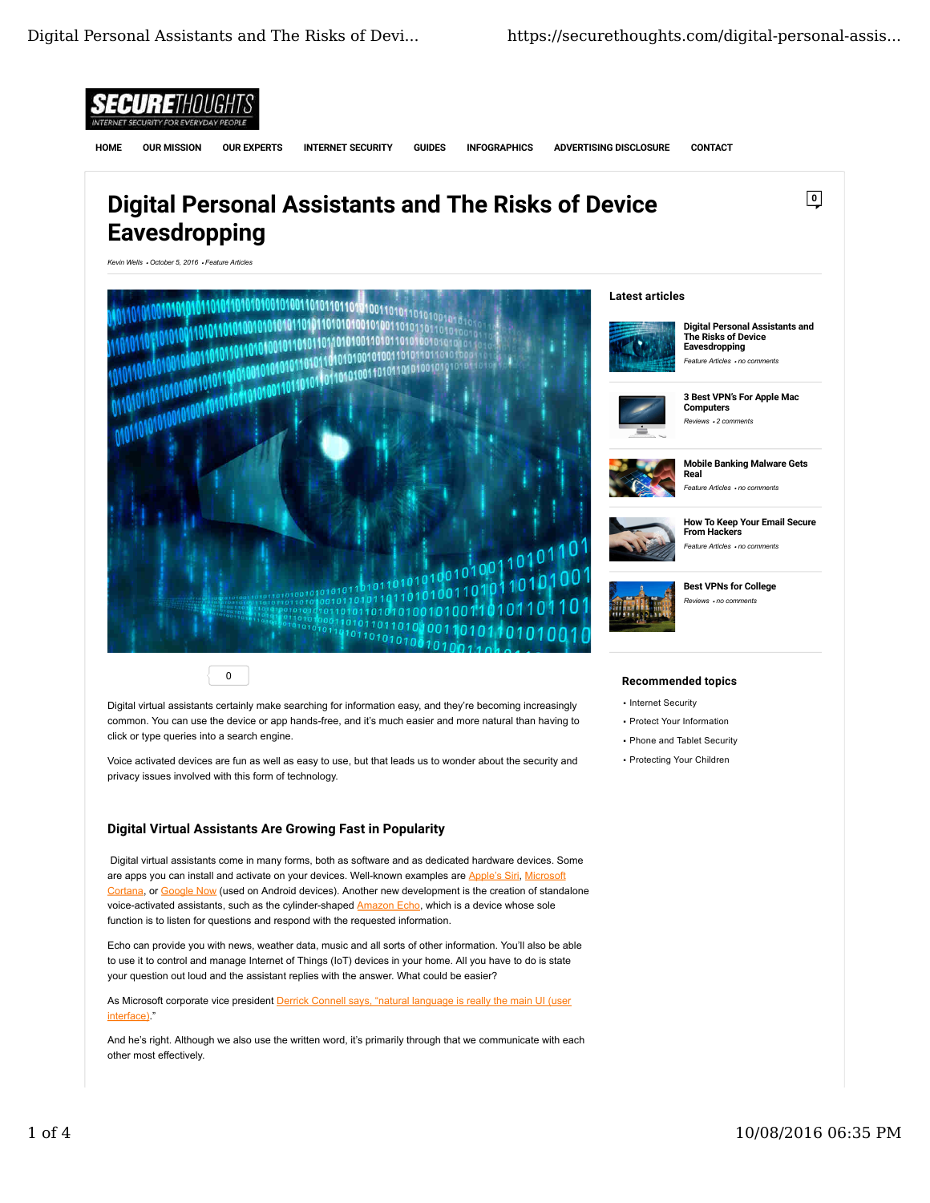**SECURETHOUGHTS**
INTERNET SECURITY FOR EVERYDAY PEOPLE

HOME | OUR MISSION | OUR EXPERTS | INTERNET SECURITY | GUIDES | INFOGRAPHICS | ADVERTISING DISCLOSURE | CONTACT

# Digital Personal Assistants and The Risks of Device Eavesdropping

*Kevin Wells • October 5, 2016 • Feature Articles*

0

Digital virtual assistants certainly make searching for information easy, and they're becoming increasingly common. You can use the device or app hands-free, and it's much easier and more natural than having to click or type queries into a search engine.

Voice activated devices are fun as well as easy to use, but that leads us to wonder about the security and privacy issues involved with this form of technology.

## Digital Virtual Assistants Are Growing Fast in Popularity

Digital virtual assistants come in many forms, both as software and as dedicated hardware devices. Some are apps you can install and activate on your devices. Well-known examples are Apple's Siri, Microsoft Cortana, or Google Now (used on Android devices). Another new development is the creation of standalone voice-activated assistants, such as the cylinder-shaped Amazon Echo, which is a device whose sole function is to listen for questions and respond with the requested information.

Echo can provide you with news, weather data, music and all sorts of other information. You'll also be able to use it to control and manage Internet of Things (IoT) devices in your home. All you have to do is state your question out loud and the assistant replies with the answer. What could be easier?

As Microsoft corporate vice president Derrick Connell says, "natural language is really the main UI (user interface)."

And he's right. Although we also use the written word, it's primarily through that we communicate with each other most effectively.

### Latest articles

- **Digital Personal Assistants and The Risks of Device Eavesdropping** — *Feature Articles • no comments*
- **3 Best VPN's For Apple Mac Computers** — *Reviews • 2 comments*
- **Mobile Banking Malware Gets Real** — *Feature Articles • no comments*
- **How To Keep Your Email Secure From Hackers** — *Feature Articles • no comments*
- **Best VPNs for College** — *Reviews • no comments*

### Recommended topics

- Internet Security
- Protect Your Information
- Phone and Tablet Security
- Protecting Your Children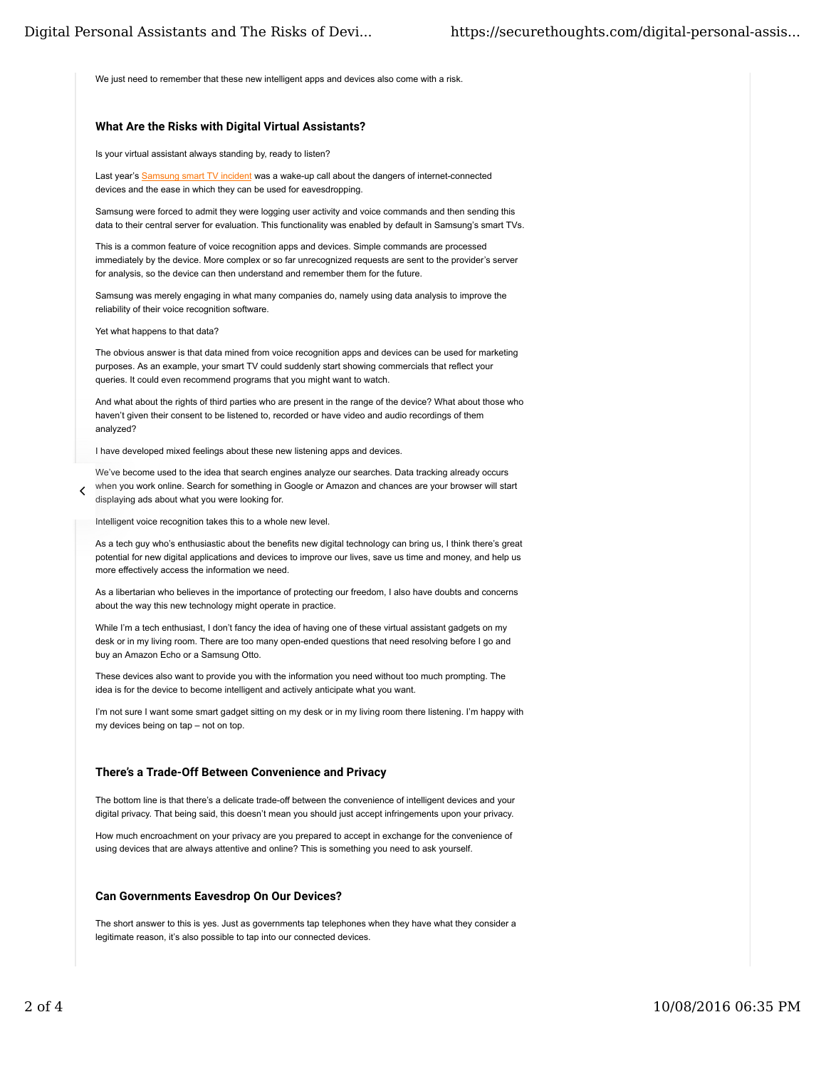We just need to remember that these new intelligent apps and devices also come with a risk.

### What Are the Risks with Digital Virtual Assistants?

Is your virtual assistant always standing by, ready to listen?

Last year's Samsung smart TV incident was a wake-up call about the dangers of internet-connected devices and the ease in which they can be used for eavesdropping.

Samsung were forced to admit they were logging user activity and voice commands and then sending this data to their central server for evaluation. This functionality was enabled by default in Samsung's smart TVs.

This is a common feature of voice recognition apps and devices. Simple commands are processed immediately by the device. More complex or so far unrecognized requests are sent to the provider's server for analysis, so the device can then understand and remember them for the future.

Samsung was merely engaging in what many companies do, namely using data analysis to improve the reliability of their voice recognition software.

Yet what happens to that data?

The obvious answer is that data mined from voice recognition apps and devices can be used for marketing purposes. As an example, your smart TV could suddenly start showing commercials that reflect your queries. It could even recommend programs that you might want to watch.

And what about the rights of third parties who are present in the range of the device? What about those who haven't given their consent to be listened to, recorded or have video and audio recordings of them analyzed?

I have developed mixed feelings about these new listening apps and devices.

We've become used to the idea that search engines analyze our searches. Data tracking already occurs when you work online. Search for something in Google or Amazon and chances are your browser will start displaying ads about what you were looking for.

Intelligent voice recognition takes this to a whole new level.

As a tech guy who's enthusiastic about the benefits new digital technology can bring us, I think there's great potential for new digital applications and devices to improve our lives, save us time and money, and help us more effectively access the information we need.

As a libertarian who believes in the importance of protecting our freedom, I also have doubts and concerns about the way this new technology might operate in practice.

While I'm a tech enthusiast, I don't fancy the idea of having one of these virtual assistant gadgets on my desk or in my living room. There are too many open-ended questions that need resolving before I go and buy an Amazon Echo or a Samsung Otto.

These devices also want to provide you with the information you need without too much prompting. The idea is for the device to become intelligent and actively anticipate what you want.

I'm not sure I want some smart gadget sitting on my desk or in my living room there listening. I'm happy with my devices being on tap – not on top.

### There's a Trade-Off Between Convenience and Privacy

The bottom line is that there's a delicate trade-off between the convenience of intelligent devices and your digital privacy. That being said, this doesn't mean you should just accept infringements upon your privacy.

How much encroachment on your privacy are you prepared to accept in exchange for the convenience of using devices that are always attentive and online? This is something you need to ask yourself.

### Can Governments Eavesdrop On Our Devices?

The short answer to this is yes. Just as governments tap telephones when they have what they consider a legitimate reason, it's also possible to tap into our connected devices.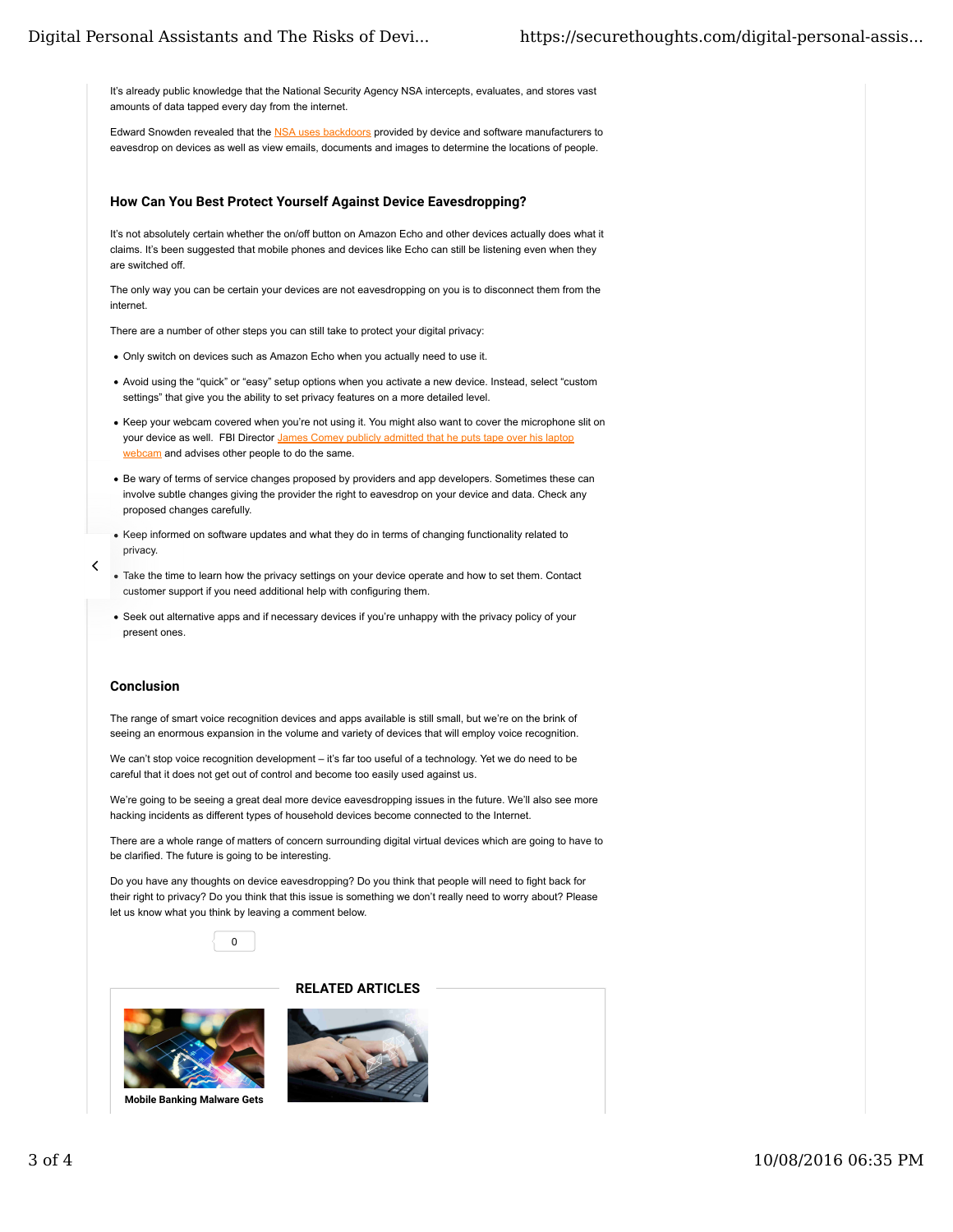It's already public knowledge that the National Security Agency NSA intercepts, evaluates, and stores vast amounts of data tapped every day from the internet.

Edward Snowden revealed that the NSA uses backdoors provided by device and software manufacturers to eavesdrop on devices as well as view emails, documents and images to determine the locations of people.

## How Can You Best Protect Yourself Against Device Eavesdropping?

It's not absolutely certain whether the on/off button on Amazon Echo and other devices actually does what it claims. It's been suggested that mobile phones and devices like Echo can still be listening even when they are switched off.

The only way you can be certain your devices are not eavesdropping on you is to disconnect them from the internet.

There are a number of other steps you can still take to protect your digital privacy:

- Only switch on devices such as Amazon Echo when you actually need to use it.
- Avoid using the "quick" or "easy" setup options when you activate a new device. Instead, select "custom settings" that give you the ability to set privacy features on a more detailed level.
- Keep your webcam covered when you're not using it. You might also want to cover the microphone slit on your device as well. FBI Director James Comey publicly admitted that he puts tape over his laptop webcam and advises other people to do the same.
- Be wary of terms of service changes proposed by providers and app developers. Sometimes these can involve subtle changes giving the provider the right to eavesdrop on your device and data. Check any proposed changes carefully.
- Keep informed on software updates and what they do in terms of changing functionality related to privacy.
- Take the time to learn how the privacy settings on your device operate and how to set them. Contact customer support if you need additional help with configuring them.
- Seek out alternative apps and if necessary devices if you're unhappy with the privacy policy of your present ones.

## Conclusion

The range of smart voice recognition devices and apps available is still small, but we're on the brink of seeing an enormous expansion in the volume and variety of devices that will employ voice recognition.

We can't stop voice recognition development – it's far too useful of a technology. Yet we do need to be careful that it does not get out of control and become too easily used against us.

We're going to be seeing a great deal more device eavesdropping issues in the future. We'll also see more hacking incidents as different types of household devices become connected to the Internet.

There are a whole range of matters of concern surrounding digital virtual devices which are going to have to be clarified. The future is going to be interesting.

Do you have any thoughts on device eavesdropping? Do you think that people will need to fight back for their right to privacy? Do you think that this issue is something we don't really need to worry about? Please let us know what you think by leaving a comment below.

0

### RELATED ARTICLES

Mobile Banking Malware Gets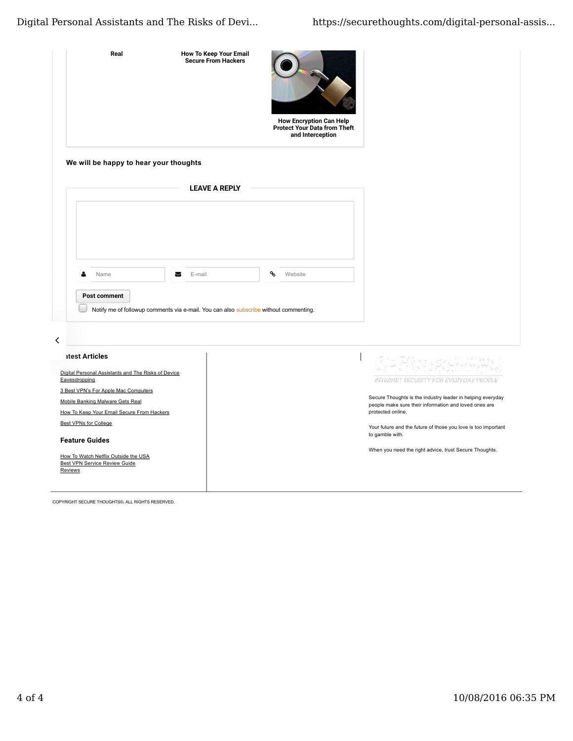Real

How To Keep Your Email Secure From Hackers

How Encryption Can Help Protect Your Data from Theft and Interception

We will be happy to hear your thoughts

LEAVE A REPLY

Name

E-mail

Website

Post comment

Notify me of followup comments via e-mail. You can also subscribe without commenting.

### atest Articles

- Digital Personal Assistants and The Risks of Device Eavesdropping
- 3 Best VPN's For Apple Mac Computers
- Mobile Banking Malware Gets Real
- How To Keep Your Email Secure From Hackers
- Best VPNs for College

### Feature Guides

- How To Watch Netflix Outside the USA
- Best VPN Service Review Guide
- Reviews

INTERNET SECURITY FOR EVERYDAY PEOPLE

Secure Thoughts is the industry leader in helping everyday people make sure their information and loved ones are protected online.

Your future and the future of those you love is too important to gamble with.

When you need the right advice, trust Secure Thoughts.

COPYRIGHT SECURE THOUGHTS©, ALL RIGHTS RESERVED.